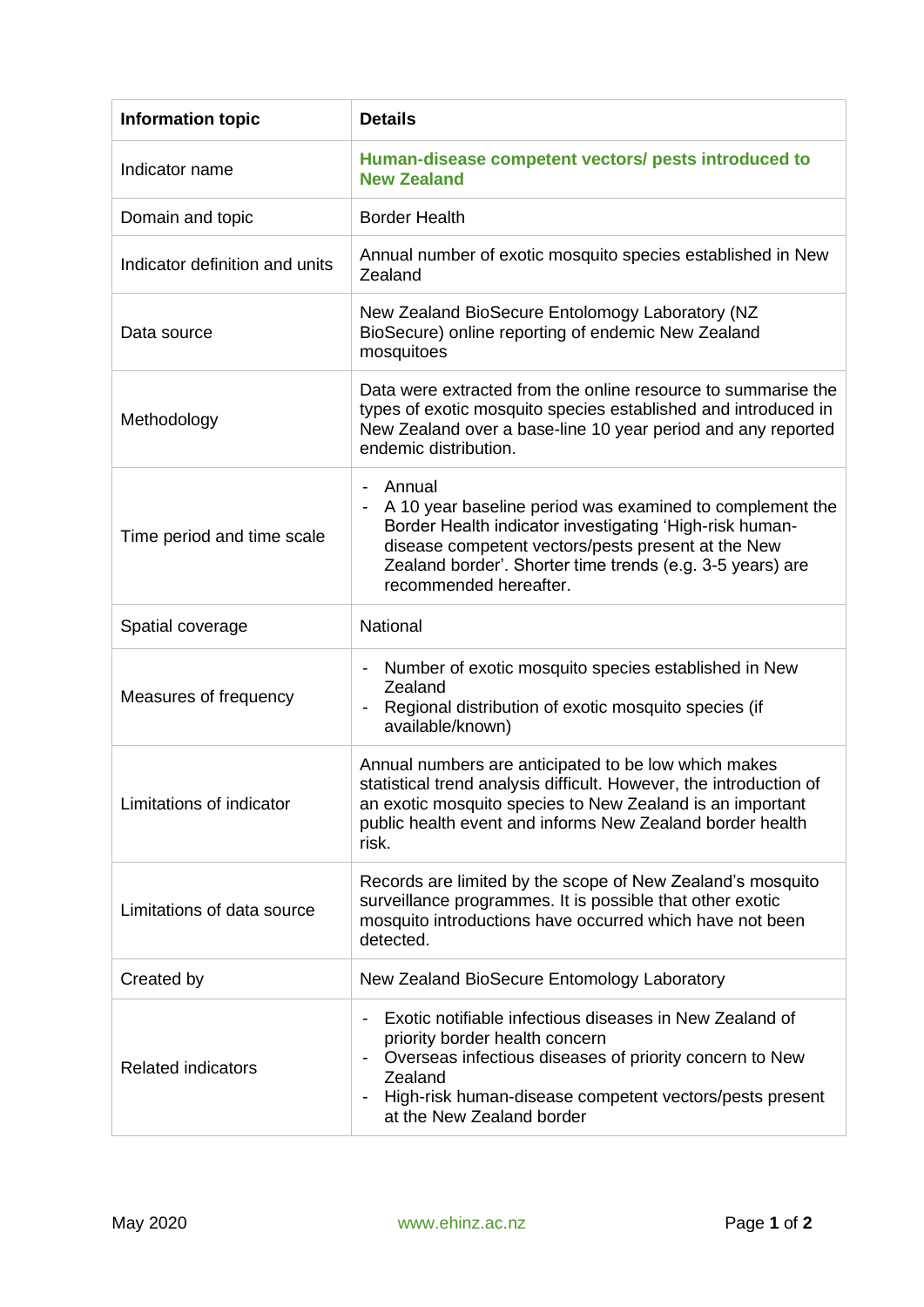| **Information topic** | **Details** |
| --- | --- |
| Indicator name | **Human-disease competent vectors/ pests introduced to New Zealand** |
| Domain and topic | Border Health |
| Indicator definition and units | Annual number of exotic mosquito species established in New Zealand |
| Data source | New Zealand BioSecure Entolomogy Laboratory (NZ BioSecure) online reporting of endemic New Zealand mosquitoes |
| Methodology | Data were extracted from the online resource to summarise the types of exotic mosquito species established and introduced in New Zealand over a base-line 10 year period and any reported endemic distribution. |
| Time period and time scale | - Annual<br>- A 10 year baseline period was examined to complement the Border Health indicator investigating 'High-risk human-disease competent vectors/pests present at the New Zealand border'. Shorter time trends (e.g. 3-5 years) are recommended hereafter. |
| Spatial coverage | National |
| Measures of frequency | - Number of exotic mosquito species established in New Zealand<br>- Regional distribution of exotic mosquito species (if available/known) |
| Limitations of indicator | Annual numbers are anticipated to be low which makes statistical trend analysis difficult. However, the introduction of an exotic mosquito species to New Zealand is an important public health event and informs New Zealand border health risk. |
| Limitations of data source | Records are limited by the scope of New Zealand's mosquito surveillance programmes. It is possible that other exotic mosquito introductions have occurred which have not been detected. |
| Created by | New Zealand BioSecure Entomology Laboratory |
| Related indicators | - Exotic notifiable infectious diseases in New Zealand of priority border health concern<br>- Overseas infectious diseases of priority concern to New Zealand<br>- High-risk human-disease competent vectors/pests present at the New Zealand border |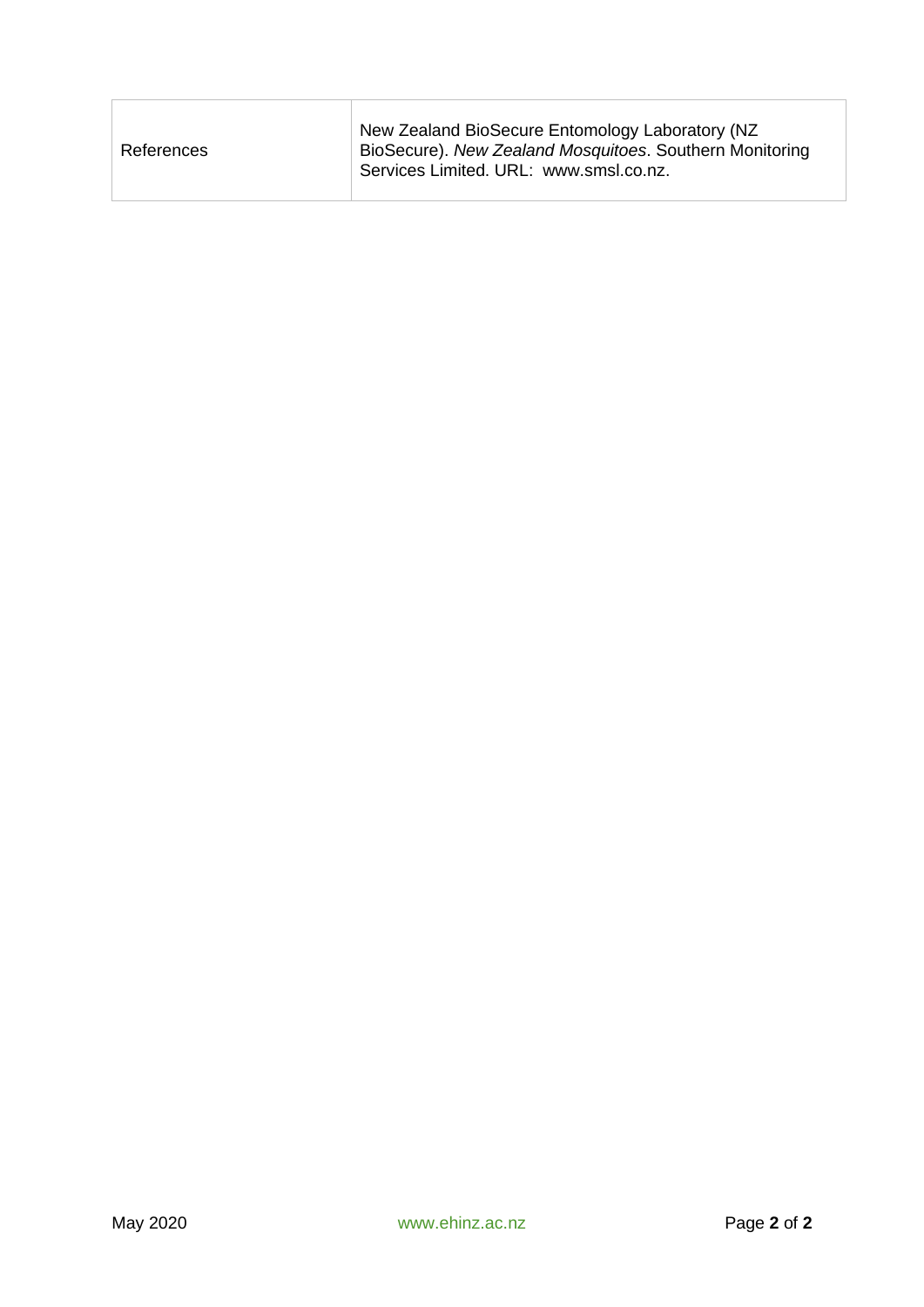| | |
|---|---|
| References | New Zealand BioSecure Entomology Laboratory (NZ BioSecure). *New Zealand Mosquitoes*. Southern Monitoring Services Limited. URL: www.smsl.co.nz. |